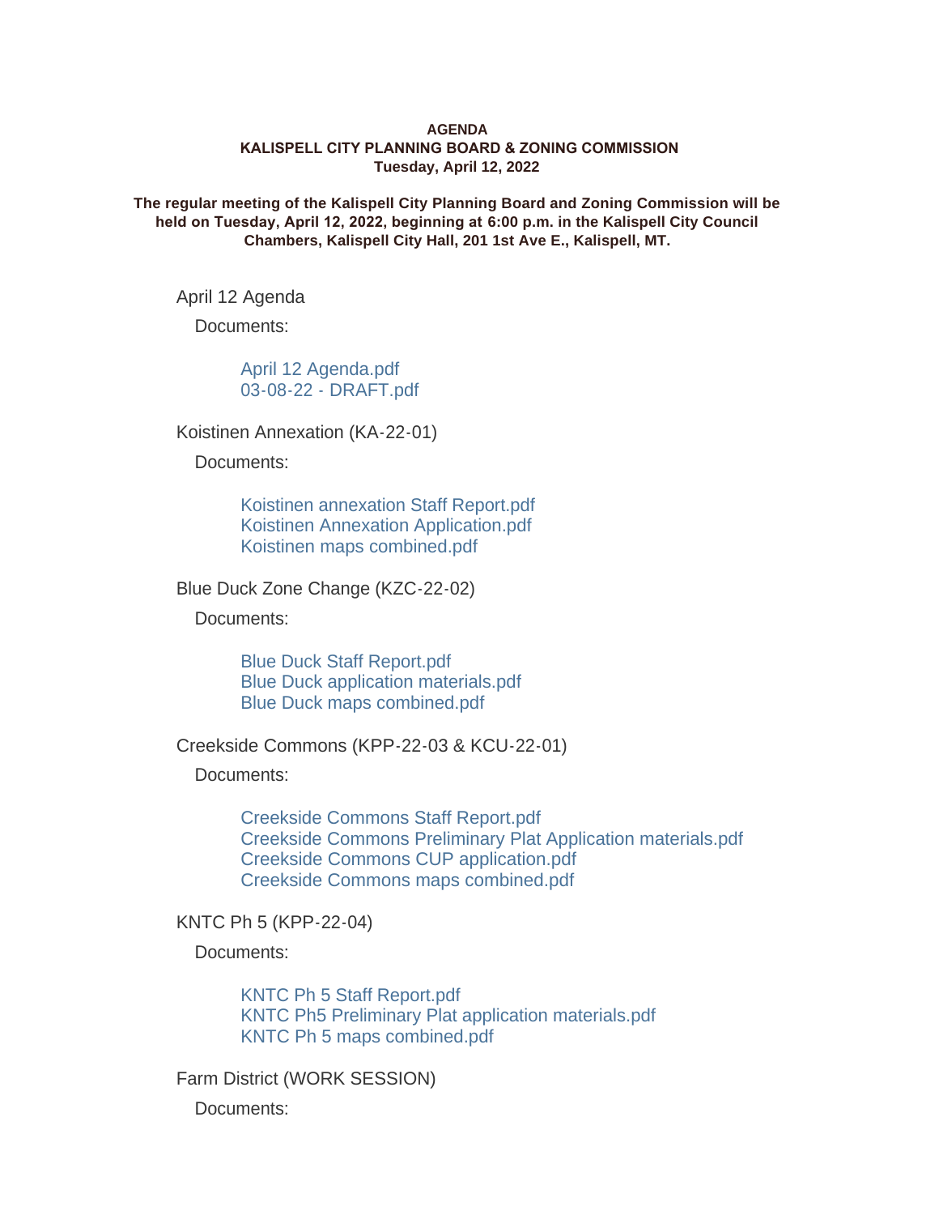**AGENDA**
**KALISPELL CITY PLANNING BOARD & ZONING COMMISSION**
**Tuesday, April 12, 2022**

**The regular meeting of the Kalispell City Planning Board and Zoning Commission will be held on Tuesday, April 12, 2022, beginning at 6:00 p.m. in the Kalispell City Council Chambers, Kalispell City Hall, 201 1st Ave E., Kalispell, MT.**

April 12 Agenda

Documents:

- April 12 Agenda.pdf
- 03-08-22 - DRAFT.pdf

Koistinen Annexation (KA-22-01)

Documents:

- Koistinen annexation Staff Report.pdf
- Koistinen Annexation Application.pdf
- Koistinen maps combined.pdf

Blue Duck Zone Change (KZC-22-02)

Documents:

- Blue Duck Staff Report.pdf
- Blue Duck application materials.pdf
- Blue Duck maps combined.pdf

Creekside Commons (KPP-22-03 & KCU-22-01)

Documents:

- Creekside Commons Staff Report.pdf
- Creekside Commons Preliminary Plat Application materials.pdf
- Creekside Commons CUP application.pdf
- Creekside Commons maps combined.pdf

KNTC Ph 5 (KPP-22-04)

Documents:

- KNTC Ph 5 Staff Report.pdf
- KNTC Ph5 Preliminary Plat application materials.pdf
- KNTC Ph 5 maps combined.pdf

Farm District (WORK SESSION)

Documents: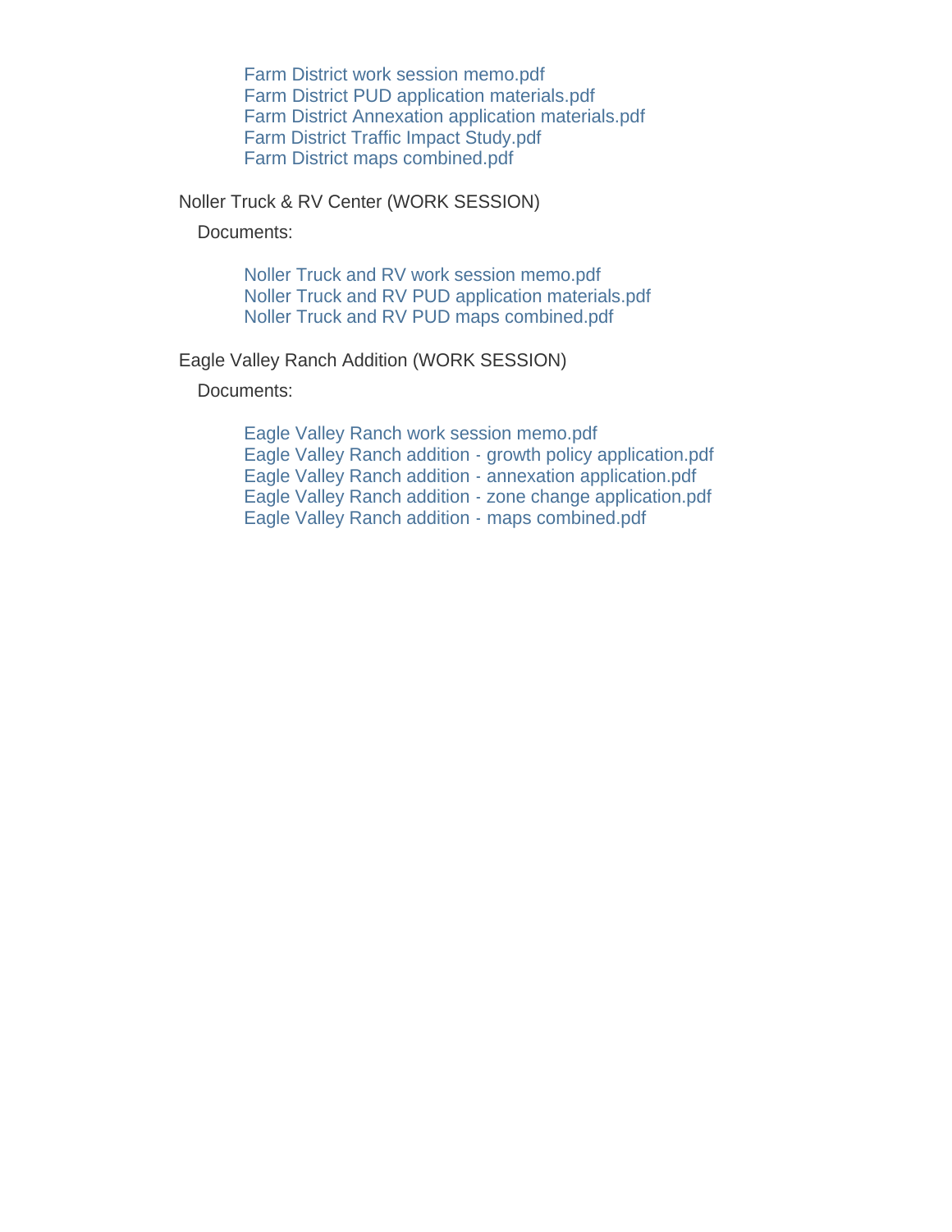- Farm District work session memo.pdf
- Farm District PUD application materials.pdf
- Farm District Annexation application materials.pdf
- Farm District Traffic Impact Study.pdf
- Farm District maps combined.pdf

Noller Truck & RV Center (WORK SESSION)

Documents:

- Noller Truck and RV work session memo.pdf
- Noller Truck and RV PUD application materials.pdf
- Noller Truck and RV PUD maps combined.pdf

Eagle Valley Ranch Addition (WORK SESSION)

Documents:

- Eagle Valley Ranch work session memo.pdf
- Eagle Valley Ranch addition - growth policy application.pdf
- Eagle Valley Ranch addition - annexation application.pdf
- Eagle Valley Ranch addition - zone change application.pdf
- Eagle Valley Ranch addition - maps combined.pdf